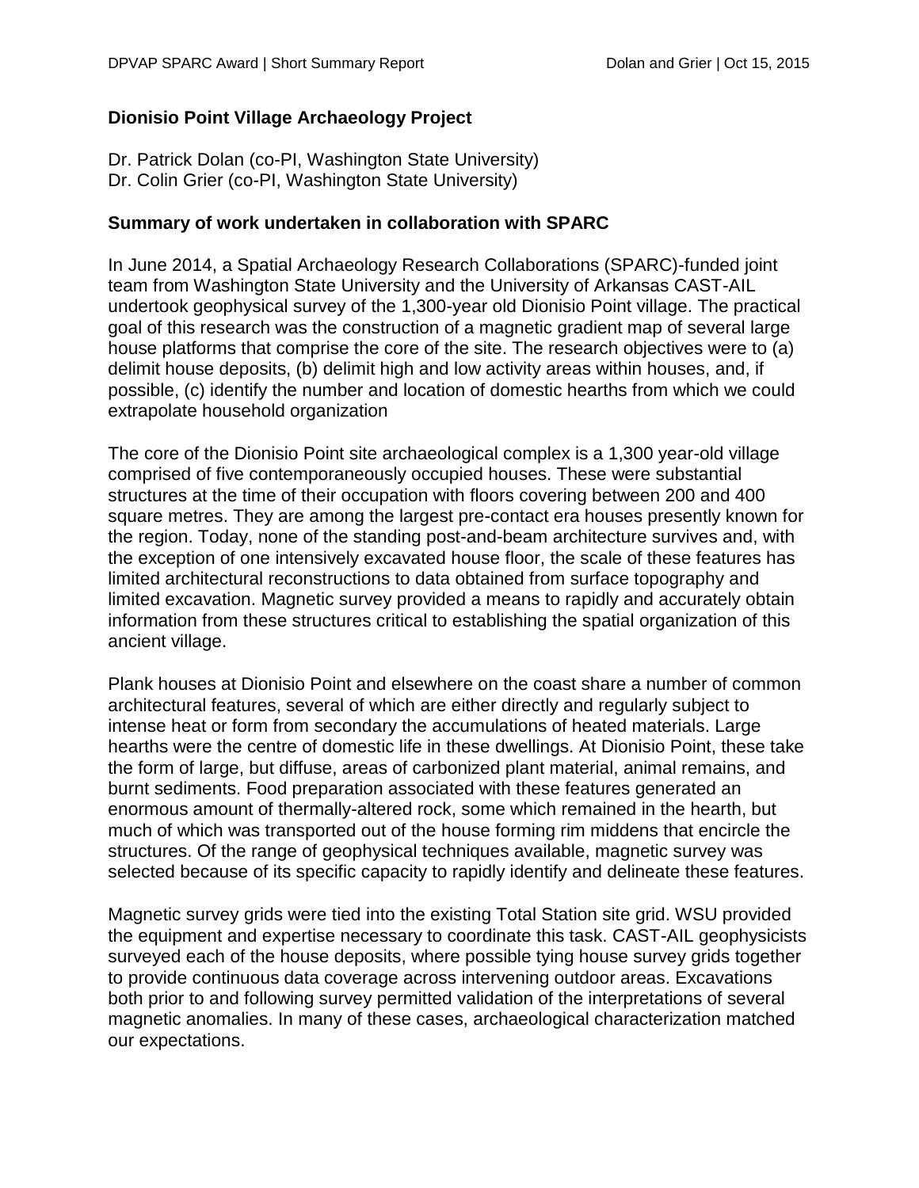**Dionisio Point Village Archaeology Project**

Dr. Patrick Dolan (co-PI, Washington State University)
Dr. Colin Grier (co-PI, Washington State University)

**Summary of work undertaken in collaboration with SPARC**

In June 2014, a Spatial Archaeology Research Collaborations (SPARC)-funded joint team from Washington State University and the University of Arkansas CAST-AIL undertook geophysical survey of the 1,300-year old Dionisio Point village. The practical goal of this research was the construction of a magnetic gradient map of several large house platforms that comprise the core of the site. The research objectives were to (a) delimit house deposits, (b) delimit high and low activity areas within houses, and, if possible, (c) identify the number and location of domestic hearths from which we could extrapolate household organization

The core of the Dionisio Point site archaeological complex is a 1,300 year-old village comprised of five contemporaneously occupied houses. These were substantial structures at the time of their occupation with floors covering between 200 and 400 square metres. They are among the largest pre-contact era houses presently known for the region. Today, none of the standing post-and-beam architecture survives and, with the exception of one intensively excavated house floor, the scale of these features has limited architectural reconstructions to data obtained from surface topography and limited excavation. Magnetic survey provided a means to rapidly and accurately obtain information from these structures critical to establishing the spatial organization of this ancient village.

Plank houses at Dionisio Point and elsewhere on the coast share a number of common architectural features, several of which are either directly and regularly subject to intense heat or form from secondary the accumulations of heated materials. Large hearths were the centre of domestic life in these dwellings. At Dionisio Point, these take the form of large, but diffuse, areas of carbonized plant material, animal remains, and burnt sediments. Food preparation associated with these features generated an enormous amount of thermally-altered rock, some which remained in the hearth, but much of which was transported out of the house forming rim middens that encircle the structures. Of the range of geophysical techniques available, magnetic survey was selected because of its specific capacity to rapidly identify and delineate these features.

Magnetic survey grids were tied into the existing Total Station site grid. WSU provided the equipment and expertise necessary to coordinate this task. CAST-AIL geophysicists surveyed each of the house deposits, where possible tying house survey grids together to provide continuous data coverage across intervening outdoor areas. Excavations both prior to and following survey permitted validation of the interpretations of several magnetic anomalies. In many of these cases, archaeological characterization matched our expectations.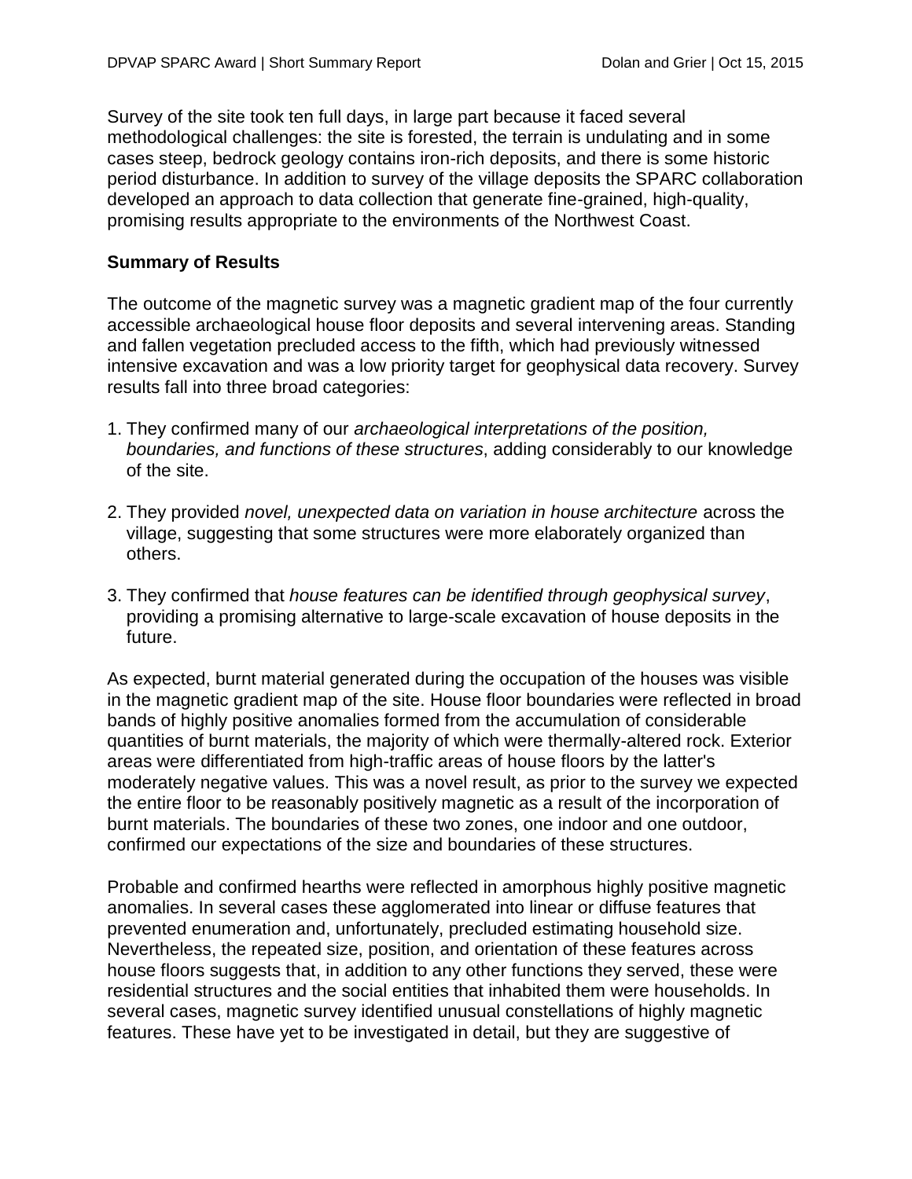Survey of the site took ten full days, in large part because it faced several methodological challenges: the site is forested, the terrain is undulating and in some cases steep, bedrock geology contains iron-rich deposits, and there is some historic period disturbance. In addition to survey of the village deposits the SPARC collaboration developed an approach to data collection that generate fine-grained, high-quality, promising results appropriate to the environments of the Northwest Coast.

**Summary of Results**

The outcome of the magnetic survey was a magnetic gradient map of the four currently accessible archaeological house floor deposits and several intervening areas. Standing and fallen vegetation precluded access to the fifth, which had previously witnessed intensive excavation and was a low priority target for geophysical data recovery. Survey results fall into three broad categories:

1. They confirmed many of our *archaeological interpretations of the position, boundaries, and functions of these structures*, adding considerably to our knowledge of the site.

2. They provided *novel, unexpected data on variation in house architecture* across the village, suggesting that some structures were more elaborately organized than others.

3. They confirmed that *house features can be identified through geophysical survey*, providing a promising alternative to large-scale excavation of house deposits in the future.

As expected, burnt material generated during the occupation of the houses was visible in the magnetic gradient map of the site. House floor boundaries were reflected in broad bands of highly positive anomalies formed from the accumulation of considerable quantities of burnt materials, the majority of which were thermally-altered rock. Exterior areas were differentiated from high-traffic areas of house floors by the latter's moderately negative values. This was a novel result, as prior to the survey we expected the entire floor to be reasonably positively magnetic as a result of the incorporation of burnt materials. The boundaries of these two zones, one indoor and one outdoor, confirmed our expectations of the size and boundaries of these structures.

Probable and confirmed hearths were reflected in amorphous highly positive magnetic anomalies. In several cases these agglomerated into linear or diffuse features that prevented enumeration and, unfortunately, precluded estimating household size. Nevertheless, the repeated size, position, and orientation of these features across house floors suggests that, in addition to any other functions they served, these were residential structures and the social entities that inhabited them were households. In several cases, magnetic survey identified unusual constellations of highly magnetic features. These have yet to be investigated in detail, but they are suggestive of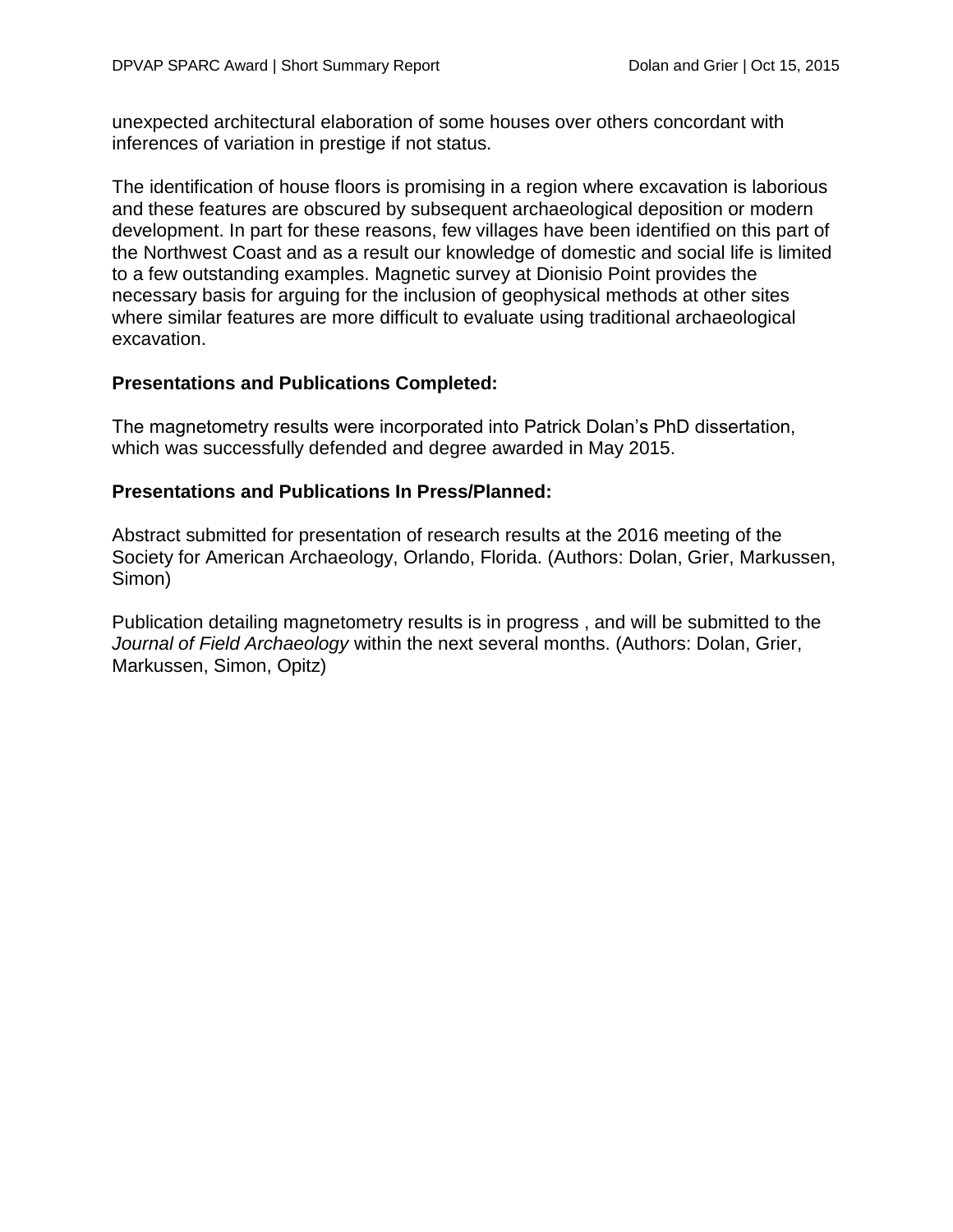unexpected architectural elaboration of some houses over others concordant with inferences of variation in prestige if not status.

The identification of house floors is promising in a region where excavation is laborious and these features are obscured by subsequent archaeological deposition or modern development. In part for these reasons, few villages have been identified on this part of the Northwest Coast and as a result our knowledge of domestic and social life is limited to a few outstanding examples. Magnetic survey at Dionisio Point provides the necessary basis for arguing for the inclusion of geophysical methods at other sites where similar features are more difficult to evaluate using traditional archaeological excavation.

**Presentations and Publications Completed:**

The magnetometry results were incorporated into Patrick Dolan's PhD dissertation, which was successfully defended and degree awarded in May 2015.

**Presentations and Publications In Press/Planned:**

Abstract submitted for presentation of research results at the 2016 meeting of the Society for American Archaeology, Orlando, Florida. (Authors: Dolan, Grier, Markussen, Simon)

Publication detailing magnetometry results is in progress , and will be submitted to the *Journal of Field Archaeology* within the next several months. (Authors: Dolan, Grier, Markussen, Simon, Opitz)